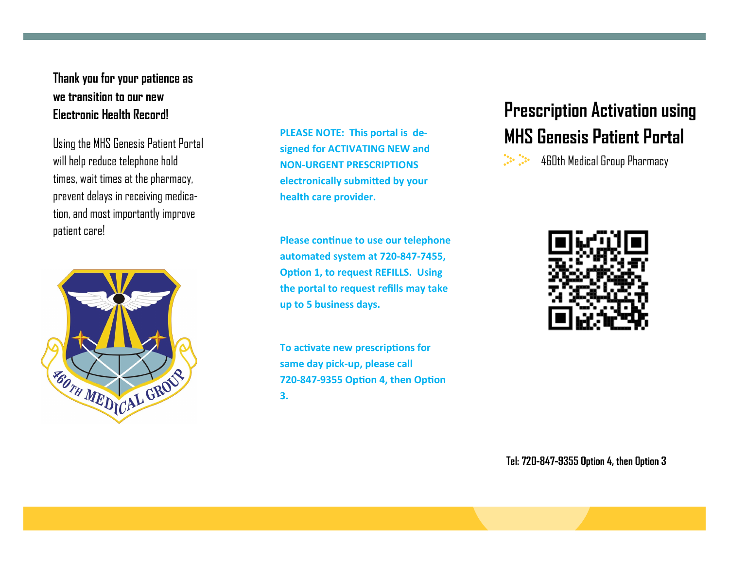**Thank you for your patience as we transition to our new Electronic Health Record!**

Using the MHS Genesis Patient Portal will help reduce telephone hold times, wait times at the pharmacy, prevent delays in receiving medication, and most importantly improve patient care!

460TH MEDICAL GROUP

**PLEASE NOTE: This portal is designed for ACTIVATING NEW and NON-URGENT PRESCRIPTIONS electronically submitted by your health care provider.**

**Please continue to use our telephone automated system at 720-847-7455, Option 1, to request REFILLS. Using the portal to request refills may take up to 5 business days.**

**To activate new prescriptions for same day pick-up, please call 720-847-9355 Option 4, then Option 3.**

# Prescription Activation using MHS Genesis Patient Portal

460th Medical Group Pharmacy

**Tel: 720-847-9355 Option 4, then Option 3**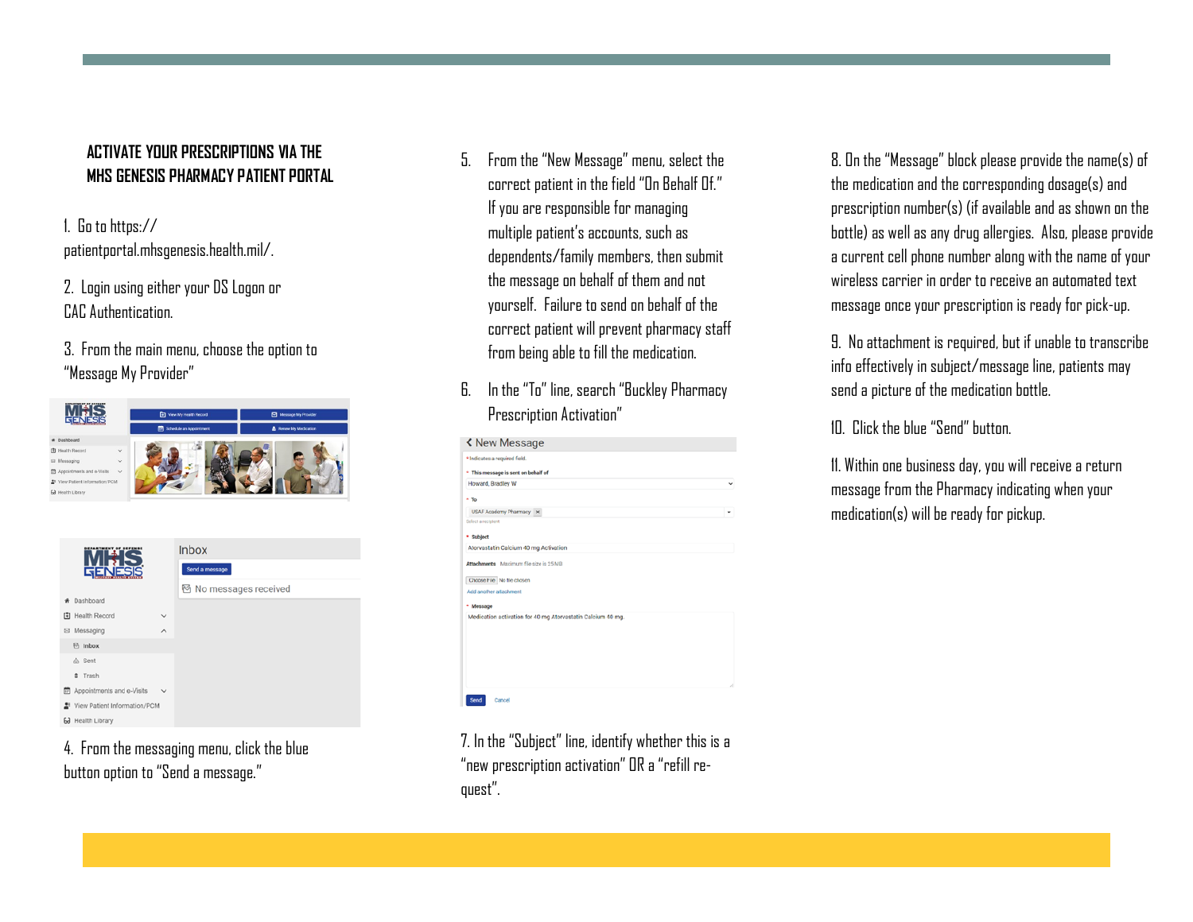## ACTIVATE YOUR PRESCRIPTIONS VIA THE MHS GENESIS PHARMACY PATIENT PORTAL

1. Go to https://patientportal.mhsgenesis.health.mil/.

2. Login using either your DS Logon or CAC Authentication.

3. From the main menu, choose the option to "Message My Provider"

4. From the messaging menu, click the blue button option to "Send a message."

5. From the "New Message" menu, select the correct patient in the field "On Behalf Of." If you are responsible for managing multiple patient's accounts, such as dependents/family members, then submit the message on behalf of them and not yourself. Failure to send on behalf of the correct patient will prevent pharmacy staff from being able to fill the medication.

6. In the "To" line, search "Buckley Pharmacy Prescription Activation"

7. In the "Subject" line, identify whether this is a "new prescription activation" OR a "refill request".

8. On the "Message" block please provide the name(s) of the medication and the corresponding dosage(s) and prescription number(s) (if available and as shown on the bottle) as well as any drug allergies. Also, please provide a current cell phone number along with the name of your wireless carrier in order to receive an automated text message once your prescription is ready for pick-up.

9. No attachment is required, but if unable to transcribe info effectively in subject/message line, patients may send a picture of the medication bottle.

10. Click the blue "Send" button.

11. Within one business day, you will receive a return message from the Pharmacy indicating when your medication(s) will be ready for pickup.